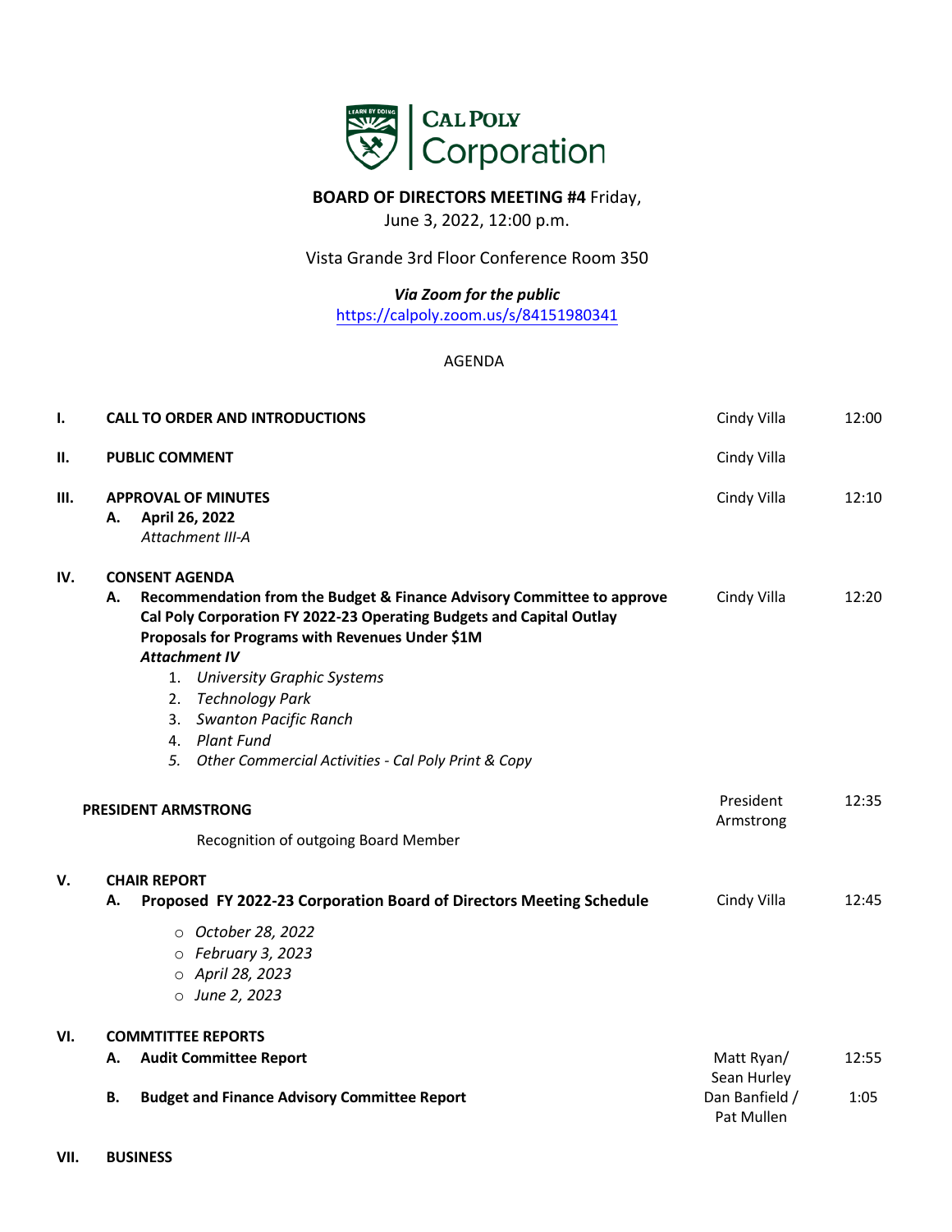**BOARD OF DIRECTORS MEETING #4** Friday,
June 3, 2022, 12:00 p.m.

Vista Grande 3rd Floor Conference Room 350

***Via Zoom for the public***
https://calpoly.zoom.us/s/84151980341

AGENDA

| | | | |
|---|---|---|---|
| **I.** | **CALL TO ORDER AND INTRODUCTIONS** | Cindy Villa | 12:00 |
| **II.** | **PUBLIC COMMENT** | Cindy Villa | |
| **III.** | **APPROVAL OF MINUTES**<br>**A. April 26, 2022**<br>*Attachment III-A* | Cindy Villa | 12:10 |
| **IV.** | **CONSENT AGENDA**<br>**A. Recommendation from the Budget & Finance Advisory Committee to approve Cal Poly Corporation FY 2022-23 Operating Budgets and Capital Outlay Proposals for Programs with Revenues Under $1M**<br>***Attachment IV***<br>1. *University Graphic Systems*<br>2. *Technology Park*<br>3. *Swanton Pacific Ranch*<br>4. *Plant Fund*<br>5. *Other Commercial Activities - Cal Poly Print & Copy* | Cindy Villa | 12:20 |
| | **PRESIDENT ARMSTRONG**<br>Recognition of outgoing Board Member | President Armstrong | 12:35 |
| **V.** | **CHAIR REPORT**<br>**A. Proposed FY 2022-23 Corporation Board of Directors Meeting Schedule**<br>○ *October 28, 2022*<br>○ *February 3, 2023*<br>○ *April 28, 2023*<br>○ *June 2, 2023* | Cindy Villa | 12:45 |
| **VI.** | **COMMTITTEE REPORTS**<br>**A. Audit Committee Report** | Matt Ryan/ Sean Hurley | 12:55 |
| | **B. Budget and Finance Advisory Committee Report** | Dan Banfield / Pat Mullen | 1:05 |
| **VII.** | **BUSINESS** | | |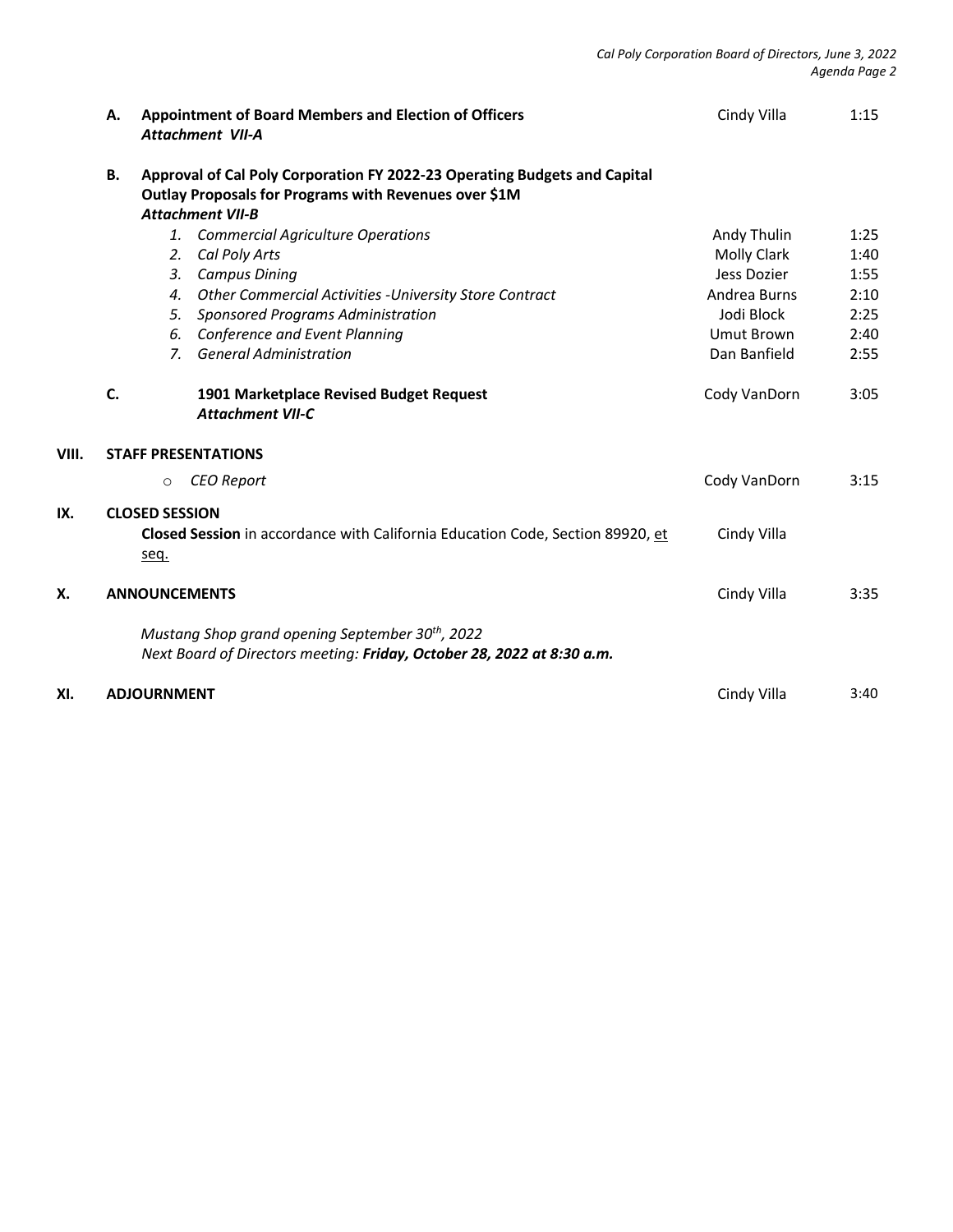| | | | |
|---|---|---|---|
| **A.** | **Appointment of Board Members and Election of Officers** ***Attachment VII-A*** | Cindy Villa | 1:15 |
| **B.** | **Approval of Cal Poly Corporation FY 2022-23 Operating Budgets and Capital Outlay Proposals for Programs with Revenues over $1M** ***Attachment VII-B*** | | |
| | 1. *Commercial Agriculture Operations* | Andy Thulin | 1:25 |
| | 2. *Cal Poly Arts* | Molly Clark | 1:40 |
| | 3. *Campus Dining* | Jess Dozier | 1:55 |
| | 4. *Other Commercial Activities -University Store Contract* | Andrea Burns | 2:10 |
| | 5. *Sponsored Programs Administration* | Jodi Block | 2:25 |
| | 6. *Conference and Event Planning* | Umut Brown | 2:40 |
| | 7. *General Administration* | Dan Banfield | 2:55 |
| **C.** | **1901 Marketplace Revised Budget Request** ***Attachment VII-C*** | Cody VanDorn | 3:05 |

## VIII. STAFF PRESENTATIONS

| | | |
|---|---|---|
| ○ *CEO Report* | Cody VanDorn | 3:15 |

## IX. CLOSED SESSION

| | | |
|---|---|---|
| **Closed Session** in accordance with California Education Code, Section 89920, et seq. | Cindy Villa | |

## X. ANNOUNCEMENTS

| | | |
|---|---|---|
| | Cindy Villa | 3:35 |

*Mustang Shop grand opening September 30th, 2022*

*Next Board of Directors meeting:* ***Friday, October 28, 2022 at 8:30 a.m.***

## XI. ADJOURNMENT

| | | |
|---|---|---|
| | Cindy Villa | 3:40 |